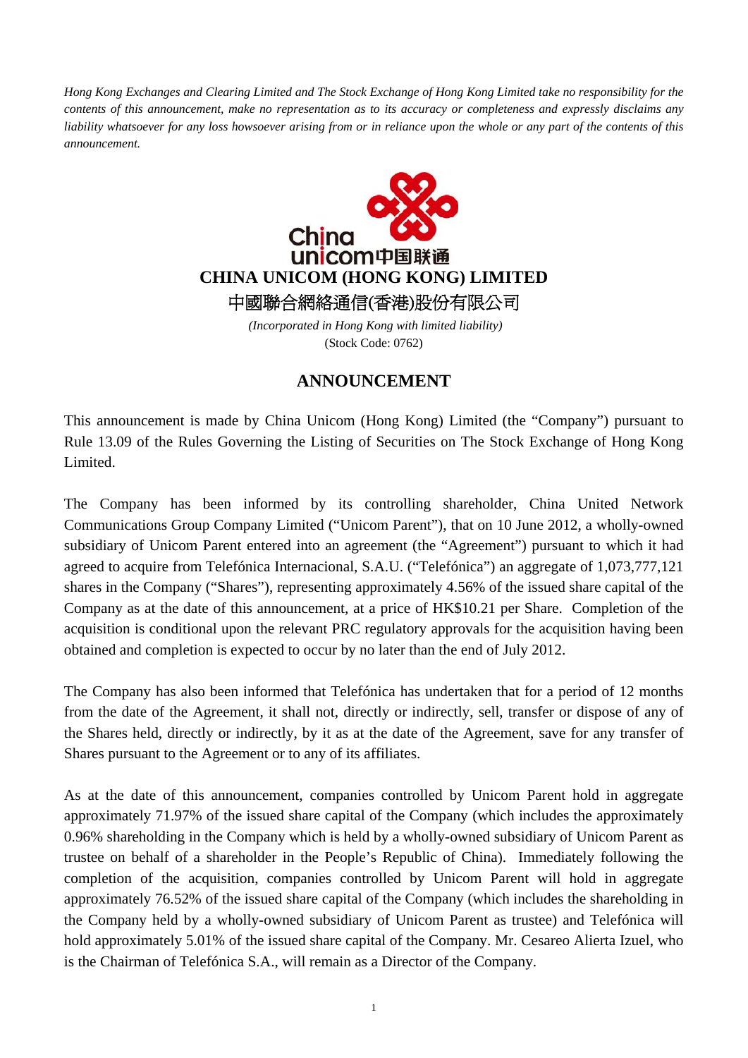*Hong Kong Exchanges and Clearing Limited and The Stock Exchange of Hong Kong Limited take no responsibility for the contents of this announcement, make no representation as to its accuracy or completeness and expressly disclaims any liability whatsoever for any loss howsoever arising from or in reliance upon the whole or any part of the contents of this announcement.*

China unicom中国联通

# CHINA UNICOM (HONG KONG) LIMITED

# 中國聯合網絡通信(香港)股份有限公司

*(Incorporated in Hong Kong with limited liability)*

(Stock Code: 0762)

## ANNOUNCEMENT

This announcement is made by China Unicom (Hong Kong) Limited (the "Company") pursuant to Rule 13.09 of the Rules Governing the Listing of Securities on The Stock Exchange of Hong Kong Limited.

The Company has been informed by its controlling shareholder, China United Network Communications Group Company Limited ("Unicom Parent"), that on 10 June 2012, a wholly-owned subsidiary of Unicom Parent entered into an agreement (the "Agreement") pursuant to which it had agreed to acquire from Telefónica Internacional, S.A.U. ("Telefónica") an aggregate of 1,073,777,121 shares in the Company ("Shares"), representing approximately 4.56% of the issued share capital of the Company as at the date of this announcement, at a price of HK$10.21 per Share. Completion of the acquisition is conditional upon the relevant PRC regulatory approvals for the acquisition having been obtained and completion is expected to occur by no later than the end of July 2012.

The Company has also been informed that Telefónica has undertaken that for a period of 12 months from the date of the Agreement, it shall not, directly or indirectly, sell, transfer or dispose of any of the Shares held, directly or indirectly, by it as at the date of the Agreement, save for any transfer of Shares pursuant to the Agreement or to any of its affiliates.

As at the date of this announcement, companies controlled by Unicom Parent hold in aggregate approximately 71.97% of the issued share capital of the Company (which includes the approximately 0.96% shareholding in the Company which is held by a wholly-owned subsidiary of Unicom Parent as trustee on behalf of a shareholder in the People's Republic of China). Immediately following the completion of the acquisition, companies controlled by Unicom Parent will hold in aggregate approximately 76.52% of the issued share capital of the Company (which includes the shareholding in the Company held by a wholly-owned subsidiary of Unicom Parent as trustee) and Telefónica will hold approximately 5.01% of the issued share capital of the Company. Mr. Cesareo Alierta Izuel, who is the Chairman of Telefónica S.A., will remain as a Director of the Company.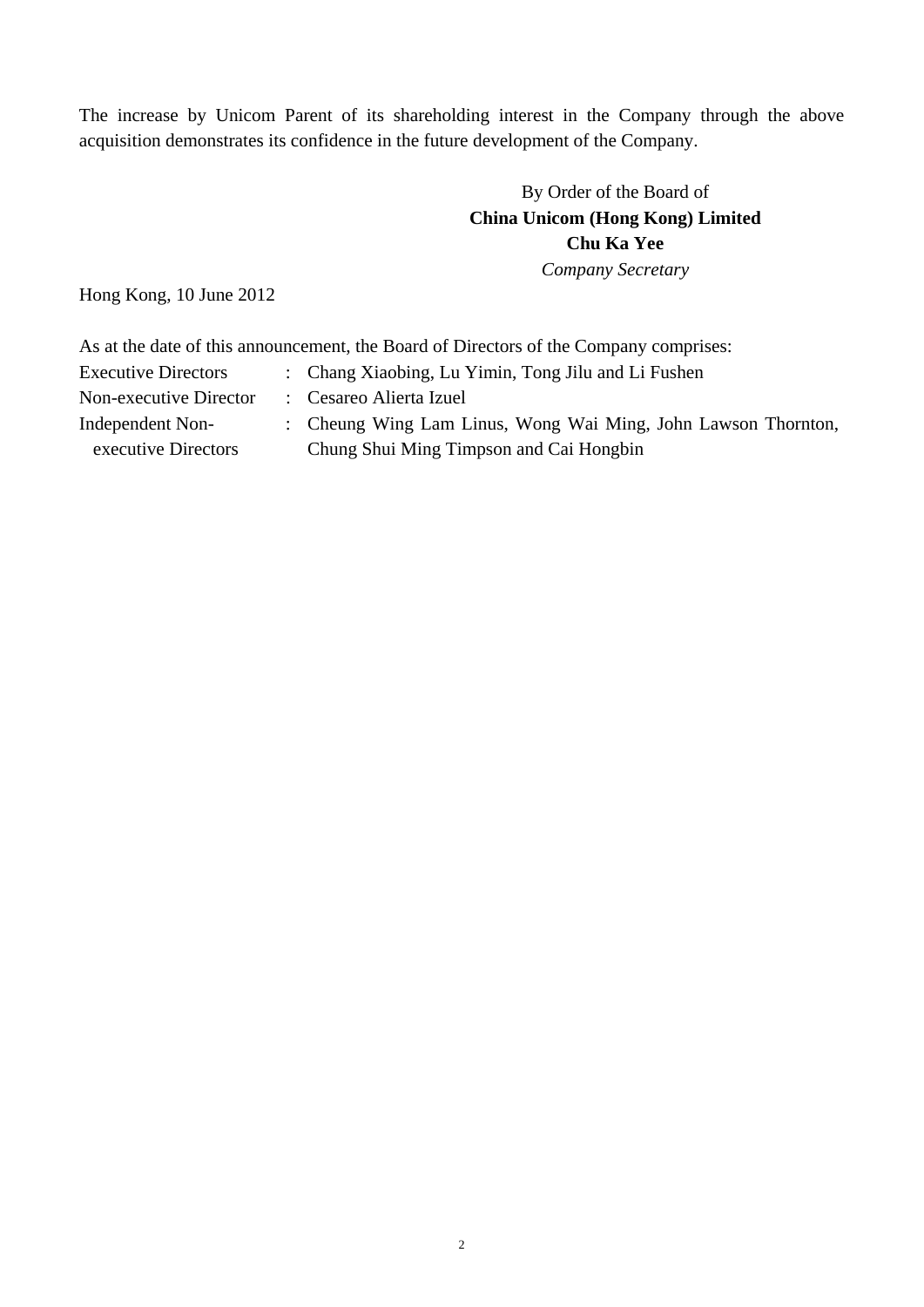The increase by Unicom Parent of its shareholding interest in the Company through the above acquisition demonstrates its confidence in the future development of the Company.

By Order of the Board of
**China Unicom (Hong Kong) Limited**
**Chu Ka Yee**
*Company Secretary*

Hong Kong, 10 June 2012

As at the date of this announcement, the Board of Directors of the Company comprises:

| | | |
|---|---|---|
| Executive Directors | : | Chang Xiaobing, Lu Yimin, Tong Jilu and Li Fushen |
| Non-executive Director | : | Cesareo Alierta Izuel |
| Independent Non-executive Directors | : | Cheung Wing Lam Linus, Wong Wai Ming, John Lawson Thornton, Chung Shui Ming Timpson and Cai Hongbin |